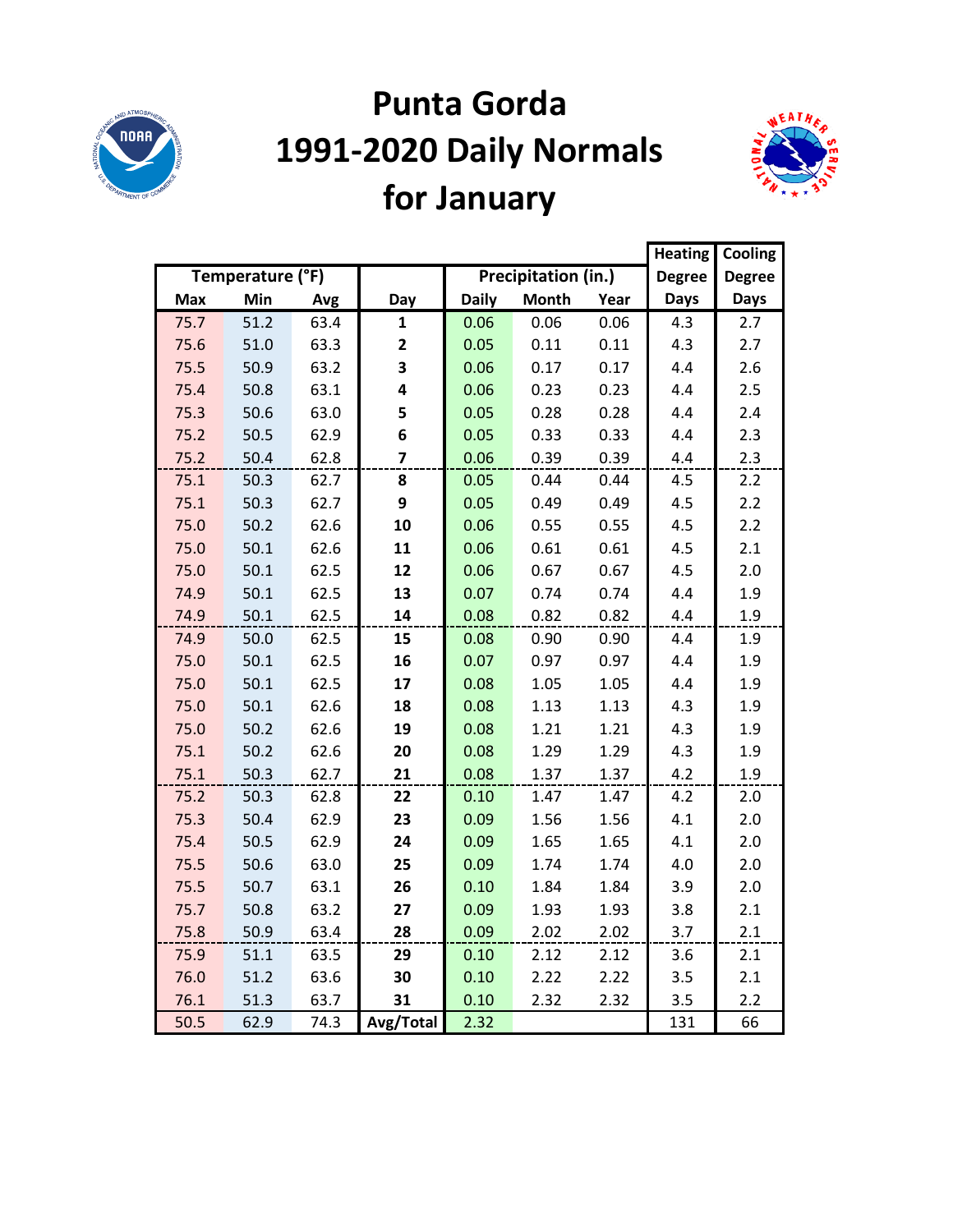# Punta Gorda 1991-2020 Daily Normals for January

| Temperature (°F) | | | Day | Precipitation (in.) | | | Heating Degree Days | Cooling Degree Days |
|---|---|---|---|---|---|---|---|---|
| Max | Min | Avg | Day | Daily | Month | Year | Days | Days |
| 75.7 | 51.2 | 63.4 | **1** | 0.06 | 0.06 | 0.06 | 4.3 | 2.7 |
| 75.6 | 51.0 | 63.3 | **2** | 0.05 | 0.11 | 0.11 | 4.3 | 2.7 |
| 75.5 | 50.9 | 63.2 | **3** | 0.06 | 0.17 | 0.17 | 4.4 | 2.6 |
| 75.4 | 50.8 | 63.1 | **4** | 0.06 | 0.23 | 0.23 | 4.4 | 2.5 |
| 75.3 | 50.6 | 63.0 | **5** | 0.05 | 0.28 | 0.28 | 4.4 | 2.4 |
| 75.2 | 50.5 | 62.9 | **6** | 0.05 | 0.33 | 0.33 | 4.4 | 2.3 |
| 75.2 | 50.4 | 62.8 | **7** | 0.06 | 0.39 | 0.39 | 4.4 | 2.3 |
| 75.1 | 50.3 | 62.7 | **8** | 0.05 | 0.44 | 0.44 | 4.5 | 2.2 |
| 75.1 | 50.3 | 62.7 | **9** | 0.05 | 0.49 | 0.49 | 4.5 | 2.2 |
| 75.0 | 50.2 | 62.6 | **10** | 0.06 | 0.55 | 0.55 | 4.5 | 2.2 |
| 75.0 | 50.1 | 62.6 | **11** | 0.06 | 0.61 | 0.61 | 4.5 | 2.1 |
| 75.0 | 50.1 | 62.5 | **12** | 0.06 | 0.67 | 0.67 | 4.5 | 2.0 |
| 74.9 | 50.1 | 62.5 | **13** | 0.07 | 0.74 | 0.74 | 4.4 | 1.9 |
| 74.9 | 50.1 | 62.5 | **14** | 0.08 | 0.82 | 0.82 | 4.4 | 1.9 |
| 74.9 | 50.0 | 62.5 | **15** | 0.08 | 0.90 | 0.90 | 4.4 | 1.9 |
| 75.0 | 50.1 | 62.5 | **16** | 0.07 | 0.97 | 0.97 | 4.4 | 1.9 |
| 75.0 | 50.1 | 62.5 | **17** | 0.08 | 1.05 | 1.05 | 4.4 | 1.9 |
| 75.0 | 50.1 | 62.6 | **18** | 0.08 | 1.13 | 1.13 | 4.3 | 1.9 |
| 75.0 | 50.2 | 62.6 | **19** | 0.08 | 1.21 | 1.21 | 4.3 | 1.9 |
| 75.1 | 50.2 | 62.6 | **20** | 0.08 | 1.29 | 1.29 | 4.3 | 1.9 |
| 75.1 | 50.3 | 62.7 | **21** | 0.08 | 1.37 | 1.37 | 4.2 | 1.9 |
| 75.2 | 50.3 | 62.8 | **22** | 0.10 | 1.47 | 1.47 | 4.2 | 2.0 |
| 75.3 | 50.4 | 62.9 | **23** | 0.09 | 1.56 | 1.56 | 4.1 | 2.0 |
| 75.4 | 50.5 | 62.9 | **24** | 0.09 | 1.65 | 1.65 | 4.1 | 2.0 |
| 75.5 | 50.6 | 63.0 | **25** | 0.09 | 1.74 | 1.74 | 4.0 | 2.0 |
| 75.5 | 50.7 | 63.1 | **26** | 0.10 | 1.84 | 1.84 | 3.9 | 2.0 |
| 75.7 | 50.8 | 63.2 | **27** | 0.09 | 1.93 | 1.93 | 3.8 | 2.1 |
| 75.8 | 50.9 | 63.4 | **28** | 0.09 | 2.02 | 2.02 | 3.7 | 2.1 |
| 75.9 | 51.1 | 63.5 | **29** | 0.10 | 2.12 | 2.12 | 3.6 | 2.1 |
| 76.0 | 51.2 | 63.6 | **30** | 0.10 | 2.22 | 2.22 | 3.5 | 2.1 |
| 76.1 | 51.3 | 63.7 | **31** | 0.10 | 2.32 | 2.32 | 3.5 | 2.2 |
| 50.5 | 62.9 | 74.3 | **Avg/Total** | 2.32 | | | 131 | 66 |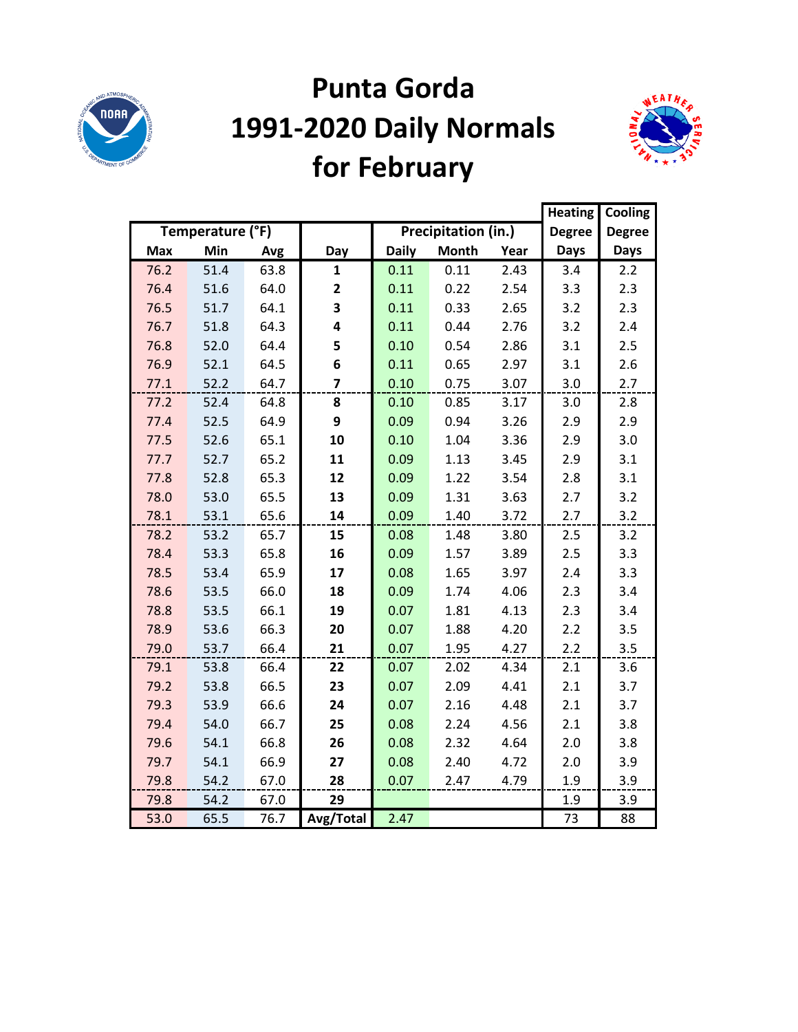# Punta Gorda 1991-2020 Daily Normals for February

| Temperature (°F) | | | | Precipitation (in.) | | | Heating Degree Days | Cooling Degree Days |
|---|---|---|---|---|---|---|---|---|
| Max | Min | Avg | Day | Daily | Month | Year | | |
| 76.2 | 51.4 | 63.8 | **1** | 0.11 | 0.11 | 2.43 | 3.4 | 2.2 |
| 76.4 | 51.6 | 64.0 | **2** | 0.11 | 0.22 | 2.54 | 3.3 | 2.3 |
| 76.5 | 51.7 | 64.1 | **3** | 0.11 | 0.33 | 2.65 | 3.2 | 2.3 |
| 76.7 | 51.8 | 64.3 | **4** | 0.11 | 0.44 | 2.76 | 3.2 | 2.4 |
| 76.8 | 52.0 | 64.4 | **5** | 0.10 | 0.54 | 2.86 | 3.1 | 2.5 |
| 76.9 | 52.1 | 64.5 | **6** | 0.11 | 0.65 | 2.97 | 3.1 | 2.6 |
| 77.1 | 52.2 | 64.7 | **7** | 0.10 | 0.75 | 3.07 | 3.0 | 2.7 |
| 77.2 | 52.4 | 64.8 | **8** | 0.10 | 0.85 | 3.17 | 3.0 | 2.8 |
| 77.4 | 52.5 | 64.9 | **9** | 0.09 | 0.94 | 3.26 | 2.9 | 2.9 |
| 77.5 | 52.6 | 65.1 | **10** | 0.10 | 1.04 | 3.36 | 2.9 | 3.0 |
| 77.7 | 52.7 | 65.2 | **11** | 0.09 | 1.13 | 3.45 | 2.9 | 3.1 |
| 77.8 | 52.8 | 65.3 | **12** | 0.09 | 1.22 | 3.54 | 2.8 | 3.1 |
| 78.0 | 53.0 | 65.5 | **13** | 0.09 | 1.31 | 3.63 | 2.7 | 3.2 |
| 78.1 | 53.1 | 65.6 | **14** | 0.09 | 1.40 | 3.72 | 2.7 | 3.2 |
| 78.2 | 53.2 | 65.7 | **15** | 0.08 | 1.48 | 3.80 | 2.5 | 3.2 |
| 78.4 | 53.3 | 65.8 | **16** | 0.09 | 1.57 | 3.89 | 2.5 | 3.3 |
| 78.5 | 53.4 | 65.9 | **17** | 0.08 | 1.65 | 3.97 | 2.4 | 3.3 |
| 78.6 | 53.5 | 66.0 | **18** | 0.09 | 1.74 | 4.06 | 2.3 | 3.4 |
| 78.8 | 53.5 | 66.1 | **19** | 0.07 | 1.81 | 4.13 | 2.3 | 3.4 |
| 78.9 | 53.6 | 66.3 | **20** | 0.07 | 1.88 | 4.20 | 2.2 | 3.5 |
| 79.0 | 53.7 | 66.4 | **21** | 0.07 | 1.95 | 4.27 | 2.2 | 3.5 |
| 79.1 | 53.8 | 66.4 | **22** | 0.07 | 2.02 | 4.34 | 2.1 | 3.6 |
| 79.2 | 53.8 | 66.5 | **23** | 0.07 | 2.09 | 4.41 | 2.1 | 3.7 |
| 79.3 | 53.9 | 66.6 | **24** | 0.07 | 2.16 | 4.48 | 2.1 | 3.7 |
| 79.4 | 54.0 | 66.7 | **25** | 0.08 | 2.24 | 4.56 | 2.1 | 3.8 |
| 79.6 | 54.1 | 66.8 | **26** | 0.08 | 2.32 | 4.64 | 2.0 | 3.8 |
| 79.7 | 54.1 | 66.9 | **27** | 0.08 | 2.40 | 4.72 | 2.0 | 3.9 |
| 79.8 | 54.2 | 67.0 | **28** | 0.07 | 2.47 | 4.79 | 1.9 | 3.9 |
| 79.8 | 54.2 | 67.0 | **29** | | | | 1.9 | 3.9 |
| 53.0 | 65.5 | 76.7 | **Avg/Total** | 2.47 | | | 73 | 88 |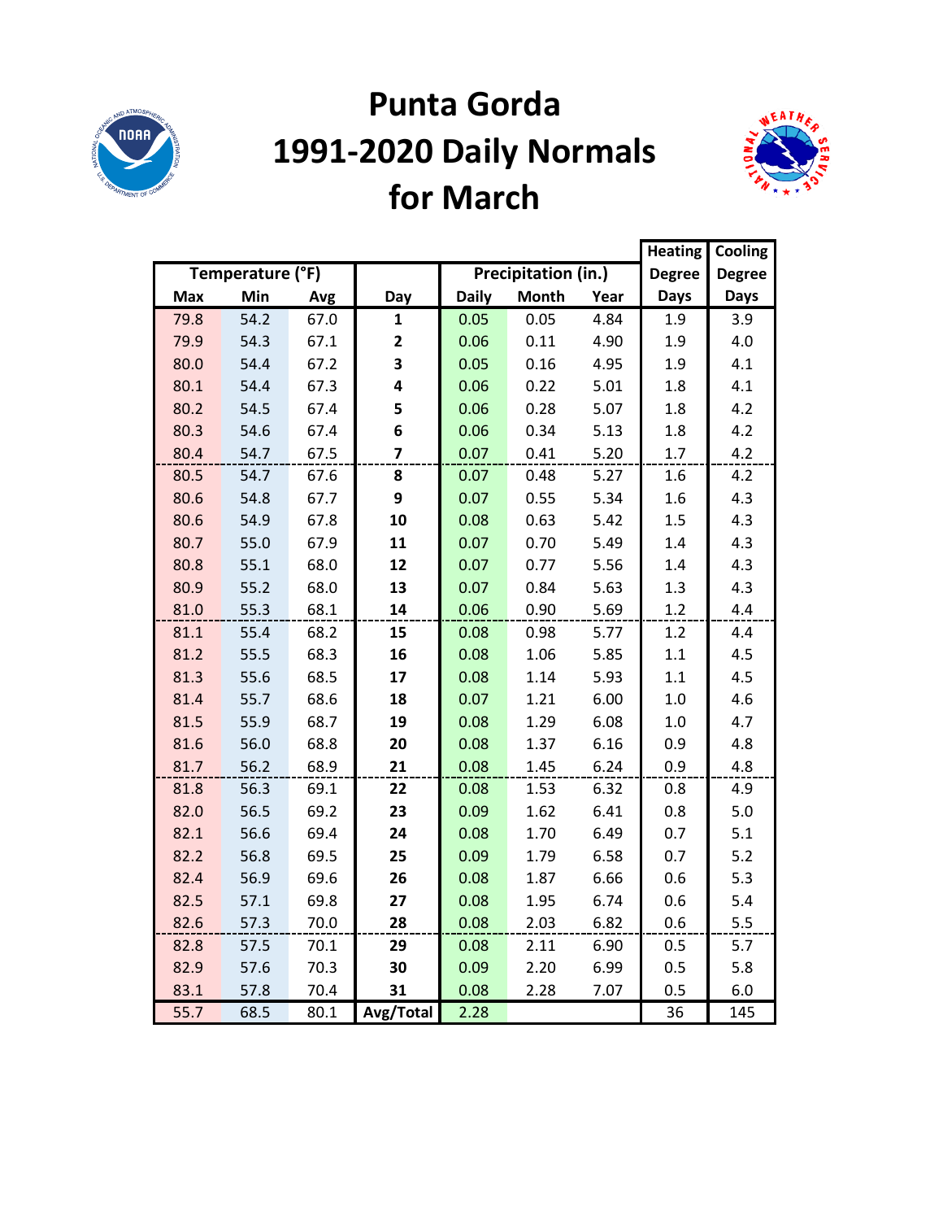# Punta Gorda 1991-2020 Daily Normals for March

| Temperature (°F) | | | Day | Precipitation (in.) | | | Heating Degree Days | Cooling Degree Days |
|---|---|---|---|---|---|---|---|---|
| Max | Min | Avg | | Daily | Month | Year | | |
| 79.8 | 54.2 | 67.0 | **1** | 0.05 | 0.05 | 4.84 | 1.9 | 3.9 |
| 79.9 | 54.3 | 67.1 | **2** | 0.06 | 0.11 | 4.90 | 1.9 | 4.0 |
| 80.0 | 54.4 | 67.2 | **3** | 0.05 | 0.16 | 4.95 | 1.9 | 4.1 |
| 80.1 | 54.4 | 67.3 | **4** | 0.06 | 0.22 | 5.01 | 1.8 | 4.1 |
| 80.2 | 54.5 | 67.4 | **5** | 0.06 | 0.28 | 5.07 | 1.8 | 4.2 |
| 80.3 | 54.6 | 67.4 | **6** | 0.06 | 0.34 | 5.13 | 1.8 | 4.2 |
| 80.4 | 54.7 | 67.5 | **7** | 0.07 | 0.41 | 5.20 | 1.7 | 4.2 |
| 80.5 | 54.7 | 67.6 | **8** | 0.07 | 0.48 | 5.27 | 1.6 | 4.2 |
| 80.6 | 54.8 | 67.7 | **9** | 0.07 | 0.55 | 5.34 | 1.6 | 4.3 |
| 80.6 | 54.9 | 67.8 | **10** | 0.08 | 0.63 | 5.42 | 1.5 | 4.3 |
| 80.7 | 55.0 | 67.9 | **11** | 0.07 | 0.70 | 5.49 | 1.4 | 4.3 |
| 80.8 | 55.1 | 68.0 | **12** | 0.07 | 0.77 | 5.56 | 1.4 | 4.3 |
| 80.9 | 55.2 | 68.0 | **13** | 0.07 | 0.84 | 5.63 | 1.3 | 4.3 |
| 81.0 | 55.3 | 68.1 | **14** | 0.06 | 0.90 | 5.69 | 1.2 | 4.4 |
| 81.1 | 55.4 | 68.2 | **15** | 0.08 | 0.98 | 5.77 | 1.2 | 4.4 |
| 81.2 | 55.5 | 68.3 | **16** | 0.08 | 1.06 | 5.85 | 1.1 | 4.5 |
| 81.3 | 55.6 | 68.5 | **17** | 0.08 | 1.14 | 5.93 | 1.1 | 4.5 |
| 81.4 | 55.7 | 68.6 | **18** | 0.07 | 1.21 | 6.00 | 1.0 | 4.6 |
| 81.5 | 55.9 | 68.7 | **19** | 0.08 | 1.29 | 6.08 | 1.0 | 4.7 |
| 81.6 | 56.0 | 68.8 | **20** | 0.08 | 1.37 | 6.16 | 0.9 | 4.8 |
| 81.7 | 56.2 | 68.9 | **21** | 0.08 | 1.45 | 6.24 | 0.9 | 4.8 |
| 81.8 | 56.3 | 69.1 | **22** | 0.08 | 1.53 | 6.32 | 0.8 | 4.9 |
| 82.0 | 56.5 | 69.2 | **23** | 0.09 | 1.62 | 6.41 | 0.8 | 5.0 |
| 82.1 | 56.6 | 69.4 | **24** | 0.08 | 1.70 | 6.49 | 0.7 | 5.1 |
| 82.2 | 56.8 | 69.5 | **25** | 0.09 | 1.79 | 6.58 | 0.7 | 5.2 |
| 82.4 | 56.9 | 69.6 | **26** | 0.08 | 1.87 | 6.66 | 0.6 | 5.3 |
| 82.5 | 57.1 | 69.8 | **27** | 0.08 | 1.95 | 6.74 | 0.6 | 5.4 |
| 82.6 | 57.3 | 70.0 | **28** | 0.08 | 2.03 | 6.82 | 0.6 | 5.5 |
| 82.8 | 57.5 | 70.1 | **29** | 0.08 | 2.11 | 6.90 | 0.5 | 5.7 |
| 82.9 | 57.6 | 70.3 | **30** | 0.09 | 2.20 | 6.99 | 0.5 | 5.8 |
| 83.1 | 57.8 | 70.4 | **31** | 0.08 | 2.28 | 7.07 | 0.5 | 6.0 |
| 55.7 | 68.5 | 80.1 | **Avg/Total** | 2.28 | | | 36 | 145 |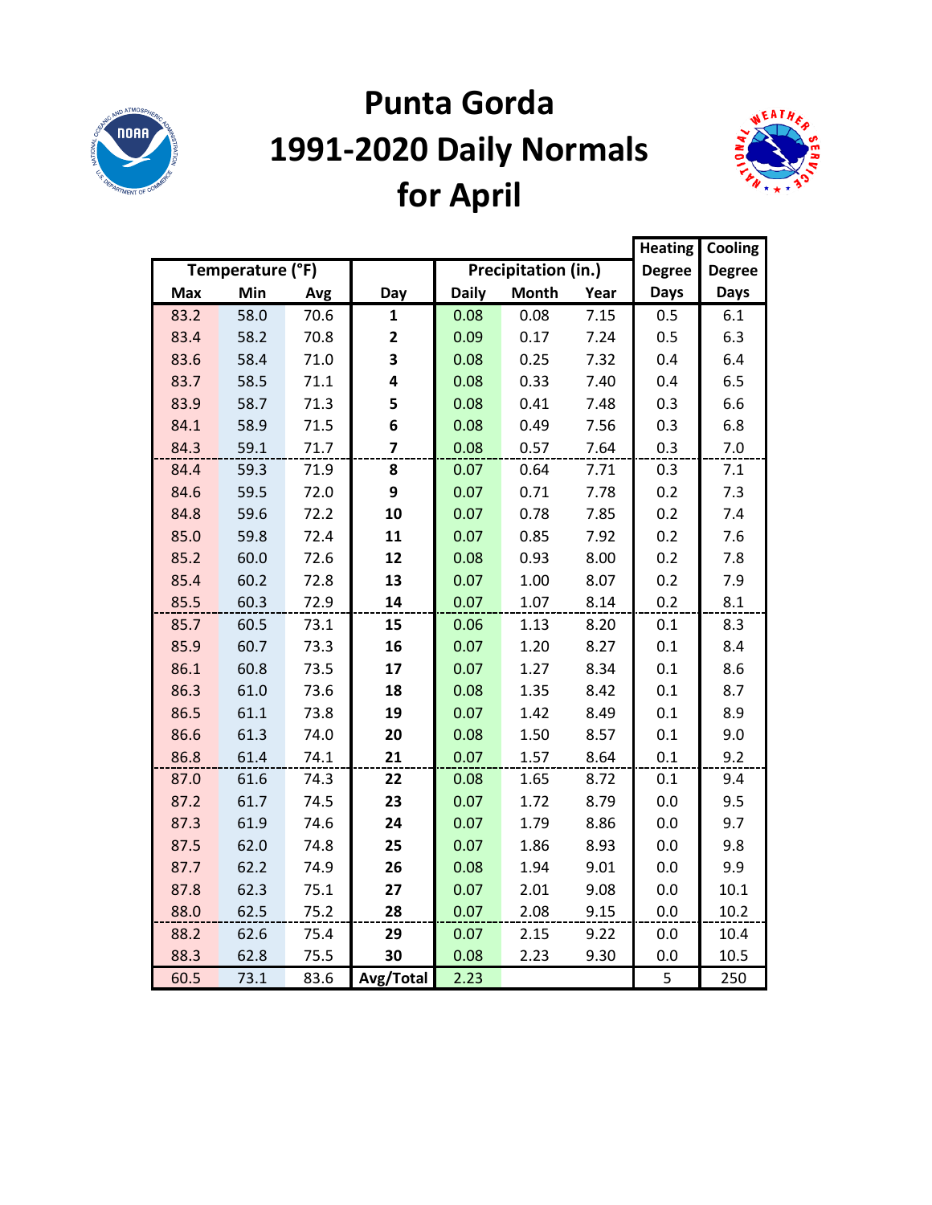# Punta Gorda 1991-2020 Daily Normals for April

| Temperature (°F) | | | | Precipitation (in.) | | | Heating Degree Days | Cooling Degree Days |
|---|---|---|---|---|---|---|---|---|
| Max | Min | Avg | Day | Daily | Month | Year | | |
| 83.2 | 58.0 | 70.6 | 1 | 0.08 | 0.08 | 7.15 | 0.5 | 6.1 |
| 83.4 | 58.2 | 70.8 | 2 | 0.09 | 0.17 | 7.24 | 0.5 | 6.3 |
| 83.6 | 58.4 | 71.0 | 3 | 0.08 | 0.25 | 7.32 | 0.4 | 6.4 |
| 83.7 | 58.5 | 71.1 | 4 | 0.08 | 0.33 | 7.40 | 0.4 | 6.5 |
| 83.9 | 58.7 | 71.3 | 5 | 0.08 | 0.41 | 7.48 | 0.3 | 6.6 |
| 84.1 | 58.9 | 71.5 | 6 | 0.08 | 0.49 | 7.56 | 0.3 | 6.8 |
| 84.3 | 59.1 | 71.7 | 7 | 0.08 | 0.57 | 7.64 | 0.3 | 7.0 |
| 84.4 | 59.3 | 71.9 | 8 | 0.07 | 0.64 | 7.71 | 0.3 | 7.1 |
| 84.6 | 59.5 | 72.0 | 9 | 0.07 | 0.71 | 7.78 | 0.2 | 7.3 |
| 84.8 | 59.6 | 72.2 | 10 | 0.07 | 0.78 | 7.85 | 0.2 | 7.4 |
| 85.0 | 59.8 | 72.4 | 11 | 0.07 | 0.85 | 7.92 | 0.2 | 7.6 |
| 85.2 | 60.0 | 72.6 | 12 | 0.08 | 0.93 | 8.00 | 0.2 | 7.8 |
| 85.4 | 60.2 | 72.8 | 13 | 0.07 | 1.00 | 8.07 | 0.2 | 7.9 |
| 85.5 | 60.3 | 72.9 | 14 | 0.07 | 1.07 | 8.14 | 0.2 | 8.1 |
| 85.7 | 60.5 | 73.1 | 15 | 0.06 | 1.13 | 8.20 | 0.1 | 8.3 |
| 85.9 | 60.7 | 73.3 | 16 | 0.07 | 1.20 | 8.27 | 0.1 | 8.4 |
| 86.1 | 60.8 | 73.5 | 17 | 0.07 | 1.27 | 8.34 | 0.1 | 8.6 |
| 86.3 | 61.0 | 73.6 | 18 | 0.08 | 1.35 | 8.42 | 0.1 | 8.7 |
| 86.5 | 61.1 | 73.8 | 19 | 0.07 | 1.42 | 8.49 | 0.1 | 8.9 |
| 86.6 | 61.3 | 74.0 | 20 | 0.08 | 1.50 | 8.57 | 0.1 | 9.0 |
| 86.8 | 61.4 | 74.1 | 21 | 0.07 | 1.57 | 8.64 | 0.1 | 9.2 |
| 87.0 | 61.6 | 74.3 | 22 | 0.08 | 1.65 | 8.72 | 0.1 | 9.4 |
| 87.2 | 61.7 | 74.5 | 23 | 0.07 | 1.72 | 8.79 | 0.0 | 9.5 |
| 87.3 | 61.9 | 74.6 | 24 | 0.07 | 1.79 | 8.86 | 0.0 | 9.7 |
| 87.5 | 62.0 | 74.8 | 25 | 0.07 | 1.86 | 8.93 | 0.0 | 9.8 |
| 87.7 | 62.2 | 74.9 | 26 | 0.08 | 1.94 | 9.01 | 0.0 | 9.9 |
| 87.8 | 62.3 | 75.1 | 27 | 0.07 | 2.01 | 9.08 | 0.0 | 10.1 |
| 88.0 | 62.5 | 75.2 | 28 | 0.07 | 2.08 | 9.15 | 0.0 | 10.2 |
| 88.2 | 62.6 | 75.4 | 29 | 0.07 | 2.15 | 9.22 | 0.0 | 10.4 |
| 88.3 | 62.8 | 75.5 | 30 | 0.08 | 2.23 | 9.30 | 0.0 | 10.5 |
| 60.5 | 73.1 | 83.6 | Avg/Total | 2.23 | | | 5 | 250 |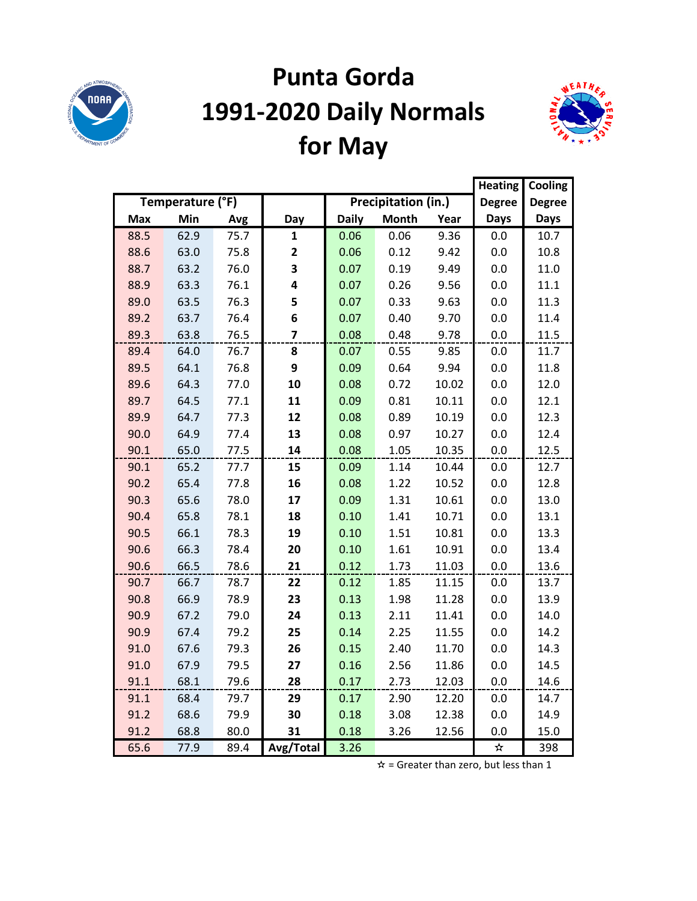# Punta Gorda 1991-2020 Daily Normals for May

| Temperature (°F) | | | | Precipitation (in.) | | | Heating Degree Days | Cooling Degree Days |
|---|---|---|---|---|---|---|---|---|
| Max | Min | Avg | Day | Daily | Month | Year | | |
| 88.5 | 62.9 | 75.7 | 1 | 0.06 | 0.06 | 9.36 | 0.0 | 10.7 |
| 88.6 | 63.0 | 75.8 | 2 | 0.06 | 0.12 | 9.42 | 0.0 | 10.8 |
| 88.7 | 63.2 | 76.0 | 3 | 0.07 | 0.19 | 9.49 | 0.0 | 11.0 |
| 88.9 | 63.3 | 76.1 | 4 | 0.07 | 0.26 | 9.56 | 0.0 | 11.1 |
| 89.0 | 63.5 | 76.3 | 5 | 0.07 | 0.33 | 9.63 | 0.0 | 11.3 |
| 89.2 | 63.7 | 76.4 | 6 | 0.07 | 0.40 | 9.70 | 0.0 | 11.4 |
| 89.3 | 63.8 | 76.5 | 7 | 0.08 | 0.48 | 9.78 | 0.0 | 11.5 |
| 89.4 | 64.0 | 76.7 | 8 | 0.07 | 0.55 | 9.85 | 0.0 | 11.7 |
| 89.5 | 64.1 | 76.8 | 9 | 0.09 | 0.64 | 9.94 | 0.0 | 11.8 |
| 89.6 | 64.3 | 77.0 | 10 | 0.08 | 0.72 | 10.02 | 0.0 | 12.0 |
| 89.7 | 64.5 | 77.1 | 11 | 0.09 | 0.81 | 10.11 | 0.0 | 12.1 |
| 89.9 | 64.7 | 77.3 | 12 | 0.08 | 0.89 | 10.19 | 0.0 | 12.3 |
| 90.0 | 64.9 | 77.4 | 13 | 0.08 | 0.97 | 10.27 | 0.0 | 12.4 |
| 90.1 | 65.0 | 77.5 | 14 | 0.08 | 1.05 | 10.35 | 0.0 | 12.5 |
| 90.1 | 65.2 | 77.7 | 15 | 0.09 | 1.14 | 10.44 | 0.0 | 12.7 |
| 90.2 | 65.4 | 77.8 | 16 | 0.08 | 1.22 | 10.52 | 0.0 | 12.8 |
| 90.3 | 65.6 | 78.0 | 17 | 0.09 | 1.31 | 10.61 | 0.0 | 13.0 |
| 90.4 | 65.8 | 78.1 | 18 | 0.10 | 1.41 | 10.71 | 0.0 | 13.1 |
| 90.5 | 66.1 | 78.3 | 19 | 0.10 | 1.51 | 10.81 | 0.0 | 13.3 |
| 90.6 | 66.3 | 78.4 | 20 | 0.10 | 1.61 | 10.91 | 0.0 | 13.4 |
| 90.6 | 66.5 | 78.6 | 21 | 0.12 | 1.73 | 11.03 | 0.0 | 13.6 |
| 90.7 | 66.7 | 78.7 | 22 | 0.12 | 1.85 | 11.15 | 0.0 | 13.7 |
| 90.8 | 66.9 | 78.9 | 23 | 0.13 | 1.98 | 11.28 | 0.0 | 13.9 |
| 90.9 | 67.2 | 79.0 | 24 | 0.13 | 2.11 | 11.41 | 0.0 | 14.0 |
| 90.9 | 67.4 | 79.2 | 25 | 0.14 | 2.25 | 11.55 | 0.0 | 14.2 |
| 91.0 | 67.6 | 79.3 | 26 | 0.15 | 2.40 | 11.70 | 0.0 | 14.3 |
| 91.0 | 67.9 | 79.5 | 27 | 0.16 | 2.56 | 11.86 | 0.0 | 14.5 |
| 91.1 | 68.1 | 79.6 | 28 | 0.17 | 2.73 | 12.03 | 0.0 | 14.6 |
| 91.1 | 68.4 | 79.7 | 29 | 0.17 | 2.90 | 12.20 | 0.0 | 14.7 |
| 91.2 | 68.6 | 79.9 | 30 | 0.18 | 3.08 | 12.38 | 0.0 | 14.9 |
| 91.2 | 68.8 | 80.0 | 31 | 0.18 | 3.26 | 12.56 | 0.0 | 15.0 |
| 65.6 | 77.9 | 89.4 | Avg/Total | 3.26 | | | ☆ | 398 |

☆ = Greater than zero, but less than 1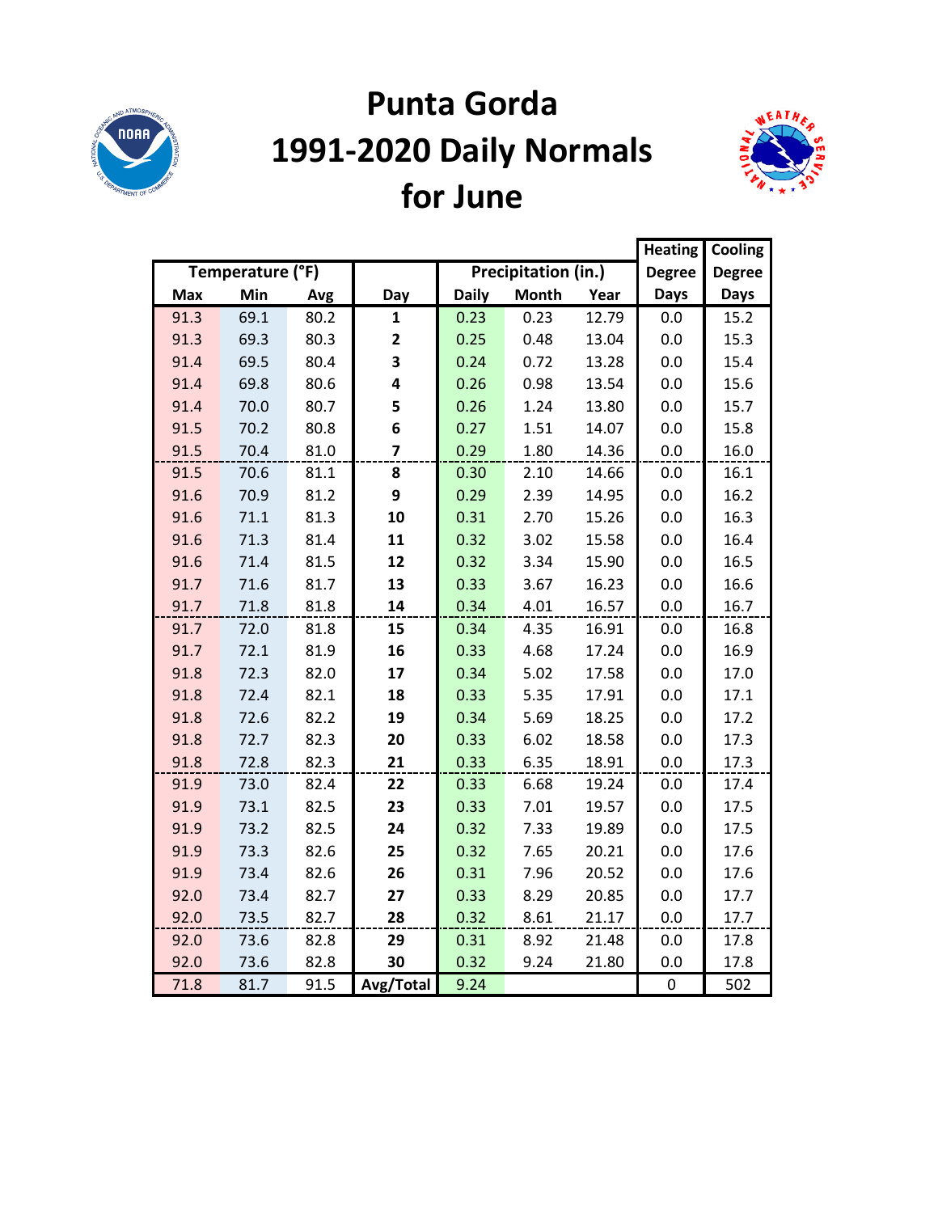# Punta Gorda 1991-2020 Daily Normals for June

| Temperature (°F) | | | | Precipitation (in.) | | | Heating Degree Days | Cooling Degree Days |
|---|---|---|---|---|---|---|---|---|
| Max | Min | Avg | Day | Daily | Month | Year | | |
| 91.3 | 69.1 | 80.2 | 1 | 0.23 | 0.23 | 12.79 | 0.0 | 15.2 |
| 91.3 | 69.3 | 80.3 | 2 | 0.25 | 0.48 | 13.04 | 0.0 | 15.3 |
| 91.4 | 69.5 | 80.4 | 3 | 0.24 | 0.72 | 13.28 | 0.0 | 15.4 |
| 91.4 | 69.8 | 80.6 | 4 | 0.26 | 0.98 | 13.54 | 0.0 | 15.6 |
| 91.4 | 70.0 | 80.7 | 5 | 0.26 | 1.24 | 13.80 | 0.0 | 15.7 |
| 91.5 | 70.2 | 80.8 | 6 | 0.27 | 1.51 | 14.07 | 0.0 | 15.8 |
| 91.5 | 70.4 | 81.0 | 7 | 0.29 | 1.80 | 14.36 | 0.0 | 16.0 |
| 91.5 | 70.6 | 81.1 | 8 | 0.30 | 2.10 | 14.66 | 0.0 | 16.1 |
| 91.6 | 70.9 | 81.2 | 9 | 0.29 | 2.39 | 14.95 | 0.0 | 16.2 |
| 91.6 | 71.1 | 81.3 | 10 | 0.31 | 2.70 | 15.26 | 0.0 | 16.3 |
| 91.6 | 71.3 | 81.4 | 11 | 0.32 | 3.02 | 15.58 | 0.0 | 16.4 |
| 91.6 | 71.4 | 81.5 | 12 | 0.32 | 3.34 | 15.90 | 0.0 | 16.5 |
| 91.7 | 71.6 | 81.7 | 13 | 0.33 | 3.67 | 16.23 | 0.0 | 16.6 |
| 91.7 | 71.8 | 81.8 | 14 | 0.34 | 4.01 | 16.57 | 0.0 | 16.7 |
| 91.7 | 72.0 | 81.8 | 15 | 0.34 | 4.35 | 16.91 | 0.0 | 16.8 |
| 91.7 | 72.1 | 81.9 | 16 | 0.33 | 4.68 | 17.24 | 0.0 | 16.9 |
| 91.8 | 72.3 | 82.0 | 17 | 0.34 | 5.02 | 17.58 | 0.0 | 17.0 |
| 91.8 | 72.4 | 82.1 | 18 | 0.33 | 5.35 | 17.91 | 0.0 | 17.1 |
| 91.8 | 72.6 | 82.2 | 19 | 0.34 | 5.69 | 18.25 | 0.0 | 17.2 |
| 91.8 | 72.7 | 82.3 | 20 | 0.33 | 6.02 | 18.58 | 0.0 | 17.3 |
| 91.8 | 72.8 | 82.3 | 21 | 0.33 | 6.35 | 18.91 | 0.0 | 17.3 |
| 91.9 | 73.0 | 82.4 | 22 | 0.33 | 6.68 | 19.24 | 0.0 | 17.4 |
| 91.9 | 73.1 | 82.5 | 23 | 0.33 | 7.01 | 19.57 | 0.0 | 17.5 |
| 91.9 | 73.2 | 82.5 | 24 | 0.32 | 7.33 | 19.89 | 0.0 | 17.5 |
| 91.9 | 73.3 | 82.6 | 25 | 0.32 | 7.65 | 20.21 | 0.0 | 17.6 |
| 91.9 | 73.4 | 82.6 | 26 | 0.31 | 7.96 | 20.52 | 0.0 | 17.6 |
| 92.0 | 73.4 | 82.7 | 27 | 0.33 | 8.29 | 20.85 | 0.0 | 17.7 |
| 92.0 | 73.5 | 82.7 | 28 | 0.32 | 8.61 | 21.17 | 0.0 | 17.7 |
| 92.0 | 73.6 | 82.8 | 29 | 0.31 | 8.92 | 21.48 | 0.0 | 17.8 |
| 92.0 | 73.6 | 82.8 | 30 | 0.32 | 9.24 | 21.80 | 0.0 | 17.8 |
| 71.8 | 81.7 | 91.5 | Avg/Total | 9.24 | | | 0 | 502 |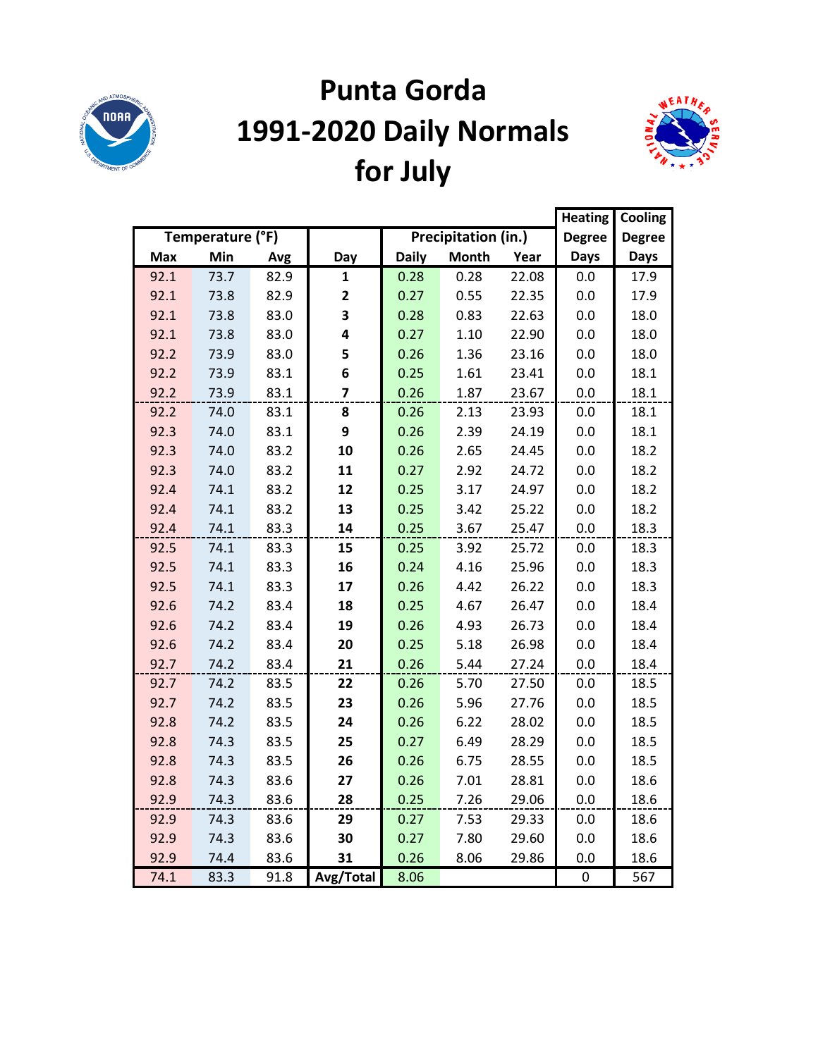# Punta Gorda 1991-2020 Daily Normals for July

| Temperature (°F) | | | | Precipitation (in.) | | | Heating Degree Days | Cooling Degree Days |
|---|---|---|---|---|---|---|---|---|
| Max | Min | Avg | Day | Daily | Month | Year | | |
| 92.1 | 73.7 | 82.9 | **1** | 0.28 | 0.28 | 22.08 | 0.0 | 17.9 |
| 92.1 | 73.8 | 82.9 | **2** | 0.27 | 0.55 | 22.35 | 0.0 | 17.9 |
| 92.1 | 73.8 | 83.0 | **3** | 0.28 | 0.83 | 22.63 | 0.0 | 18.0 |
| 92.1 | 73.8 | 83.0 | **4** | 0.27 | 1.10 | 22.90 | 0.0 | 18.0 |
| 92.2 | 73.9 | 83.0 | **5** | 0.26 | 1.36 | 23.16 | 0.0 | 18.0 |
| 92.2 | 73.9 | 83.1 | **6** | 0.25 | 1.61 | 23.41 | 0.0 | 18.1 |
| 92.2 | 73.9 | 83.1 | **7** | 0.26 | 1.87 | 23.67 | 0.0 | 18.1 |
| 92.2 | 74.0 | 83.1 | **8** | 0.26 | 2.13 | 23.93 | 0.0 | 18.1 |
| 92.3 | 74.0 | 83.1 | **9** | 0.26 | 2.39 | 24.19 | 0.0 | 18.1 |
| 92.3 | 74.0 | 83.2 | **10** | 0.26 | 2.65 | 24.45 | 0.0 | 18.2 |
| 92.3 | 74.0 | 83.2 | **11** | 0.27 | 2.92 | 24.72 | 0.0 | 18.2 |
| 92.4 | 74.1 | 83.2 | **12** | 0.25 | 3.17 | 24.97 | 0.0 | 18.2 |
| 92.4 | 74.1 | 83.2 | **13** | 0.25 | 3.42 | 25.22 | 0.0 | 18.2 |
| 92.4 | 74.1 | 83.3 | **14** | 0.25 | 3.67 | 25.47 | 0.0 | 18.3 |
| 92.5 | 74.1 | 83.3 | **15** | 0.25 | 3.92 | 25.72 | 0.0 | 18.3 |
| 92.5 | 74.1 | 83.3 | **16** | 0.24 | 4.16 | 25.96 | 0.0 | 18.3 |
| 92.5 | 74.1 | 83.3 | **17** | 0.26 | 4.42 | 26.22 | 0.0 | 18.3 |
| 92.6 | 74.2 | 83.4 | **18** | 0.25 | 4.67 | 26.47 | 0.0 | 18.4 |
| 92.6 | 74.2 | 83.4 | **19** | 0.26 | 4.93 | 26.73 | 0.0 | 18.4 |
| 92.6 | 74.2 | 83.4 | **20** | 0.25 | 5.18 | 26.98 | 0.0 | 18.4 |
| 92.7 | 74.2 | 83.4 | **21** | 0.26 | 5.44 | 27.24 | 0.0 | 18.4 |
| 92.7 | 74.2 | 83.5 | **22** | 0.26 | 5.70 | 27.50 | 0.0 | 18.5 |
| 92.7 | 74.2 | 83.5 | **23** | 0.26 | 5.96 | 27.76 | 0.0 | 18.5 |
| 92.8 | 74.2 | 83.5 | **24** | 0.26 | 6.22 | 28.02 | 0.0 | 18.5 |
| 92.8 | 74.3 | 83.5 | **25** | 0.27 | 6.49 | 28.29 | 0.0 | 18.5 |
| 92.8 | 74.3 | 83.5 | **26** | 0.26 | 6.75 | 28.55 | 0.0 | 18.5 |
| 92.8 | 74.3 | 83.6 | **27** | 0.26 | 7.01 | 28.81 | 0.0 | 18.6 |
| 92.9 | 74.3 | 83.6 | **28** | 0.25 | 7.26 | 29.06 | 0.0 | 18.6 |
| 92.9 | 74.3 | 83.6 | **29** | 0.27 | 7.53 | 29.33 | 0.0 | 18.6 |
| 92.9 | 74.3 | 83.6 | **30** | 0.27 | 7.80 | 29.60 | 0.0 | 18.6 |
| 92.9 | 74.4 | 83.6 | **31** | 0.26 | 8.06 | 29.86 | 0.0 | 18.6 |
| 74.1 | 83.3 | 91.8 | **Avg/Total** | 8.06 | | | 0 | 567 |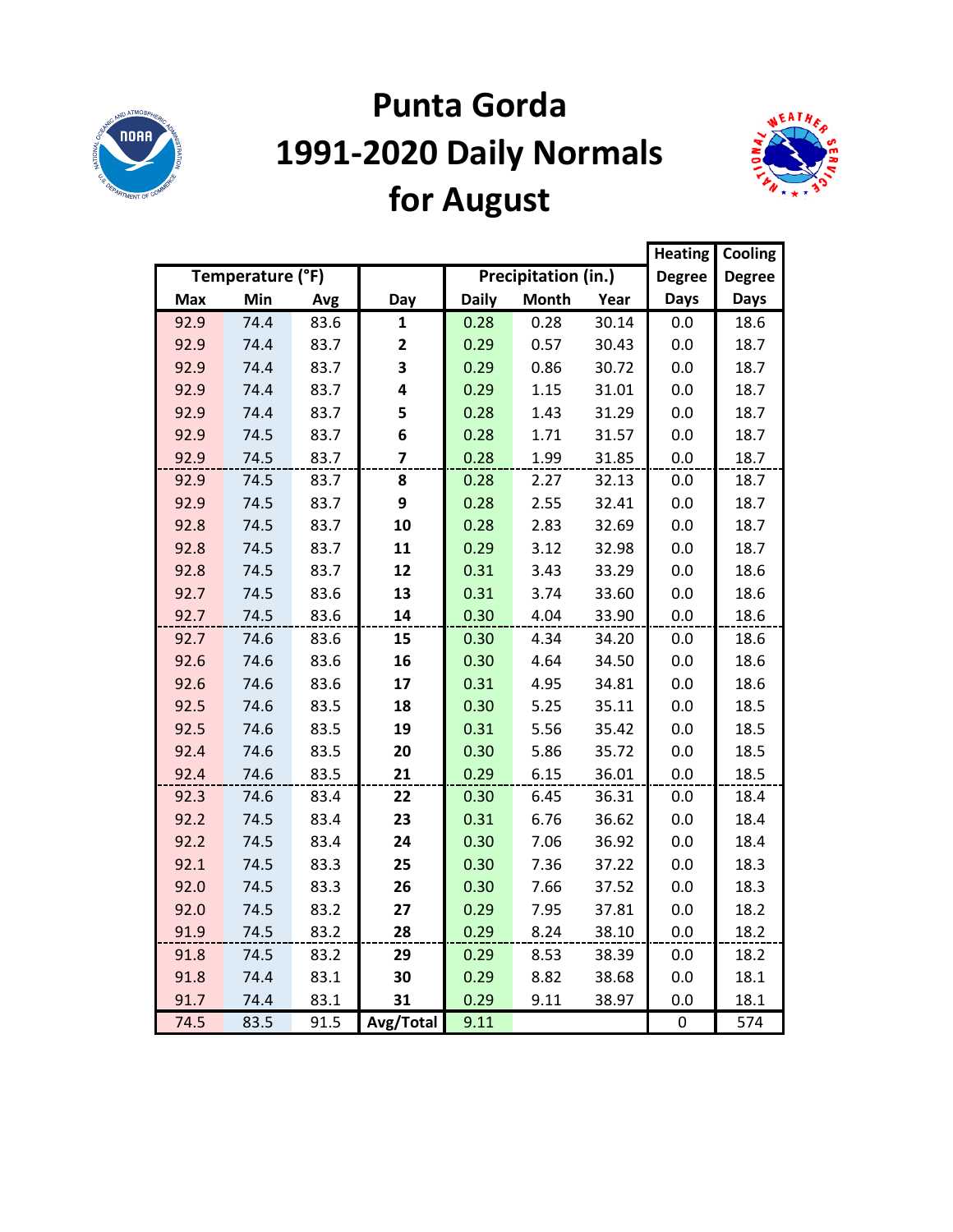# Punta Gorda 1991-2020 Daily Normals for August

| Temperature (°F) | | | | Precipitation (in.) | | | Heating Degree Days | Cooling Degree Days |
|---|---|---|---|---|---|---|---|---|
| Max | Min | Avg | Day | Daily | Month | Year | | |
| 92.9 | 74.4 | 83.6 | 1 | 0.28 | 0.28 | 30.14 | 0.0 | 18.6 |
| 92.9 | 74.4 | 83.7 | 2 | 0.29 | 0.57 | 30.43 | 0.0 | 18.7 |
| 92.9 | 74.4 | 83.7 | 3 | 0.29 | 0.86 | 30.72 | 0.0 | 18.7 |
| 92.9 | 74.4 | 83.7 | 4 | 0.29 | 1.15 | 31.01 | 0.0 | 18.7 |
| 92.9 | 74.4 | 83.7 | 5 | 0.28 | 1.43 | 31.29 | 0.0 | 18.7 |
| 92.9 | 74.5 | 83.7 | 6 | 0.28 | 1.71 | 31.57 | 0.0 | 18.7 |
| 92.9 | 74.5 | 83.7 | 7 | 0.28 | 1.99 | 31.85 | 0.0 | 18.7 |
| 92.9 | 74.5 | 83.7 | 8 | 0.28 | 2.27 | 32.13 | 0.0 | 18.7 |
| 92.9 | 74.5 | 83.7 | 9 | 0.28 | 2.55 | 32.41 | 0.0 | 18.7 |
| 92.8 | 74.5 | 83.7 | 10 | 0.28 | 2.83 | 32.69 | 0.0 | 18.7 |
| 92.8 | 74.5 | 83.7 | 11 | 0.29 | 3.12 | 32.98 | 0.0 | 18.7 |
| 92.8 | 74.5 | 83.7 | 12 | 0.31 | 3.43 | 33.29 | 0.0 | 18.6 |
| 92.7 | 74.5 | 83.6 | 13 | 0.31 | 3.74 | 33.60 | 0.0 | 18.6 |
| 92.7 | 74.5 | 83.6 | 14 | 0.30 | 4.04 | 33.90 | 0.0 | 18.6 |
| 92.7 | 74.6 | 83.6 | 15 | 0.30 | 4.34 | 34.20 | 0.0 | 18.6 |
| 92.6 | 74.6 | 83.6 | 16 | 0.30 | 4.64 | 34.50 | 0.0 | 18.6 |
| 92.6 | 74.6 | 83.6 | 17 | 0.31 | 4.95 | 34.81 | 0.0 | 18.6 |
| 92.5 | 74.6 | 83.5 | 18 | 0.30 | 5.25 | 35.11 | 0.0 | 18.5 |
| 92.5 | 74.6 | 83.5 | 19 | 0.31 | 5.56 | 35.42 | 0.0 | 18.5 |
| 92.4 | 74.6 | 83.5 | 20 | 0.30 | 5.86 | 35.72 | 0.0 | 18.5 |
| 92.4 | 74.6 | 83.5 | 21 | 0.29 | 6.15 | 36.01 | 0.0 | 18.5 |
| 92.3 | 74.6 | 83.4 | 22 | 0.30 | 6.45 | 36.31 | 0.0 | 18.4 |
| 92.2 | 74.5 | 83.4 | 23 | 0.31 | 6.76 | 36.62 | 0.0 | 18.4 |
| 92.2 | 74.5 | 83.4 | 24 | 0.30 | 7.06 | 36.92 | 0.0 | 18.4 |
| 92.1 | 74.5 | 83.3 | 25 | 0.30 | 7.36 | 37.22 | 0.0 | 18.3 |
| 92.0 | 74.5 | 83.3 | 26 | 0.30 | 7.66 | 37.52 | 0.0 | 18.3 |
| 92.0 | 74.5 | 83.2 | 27 | 0.29 | 7.95 | 37.81 | 0.0 | 18.2 |
| 91.9 | 74.5 | 83.2 | 28 | 0.29 | 8.24 | 38.10 | 0.0 | 18.2 |
| 91.8 | 74.5 | 83.2 | 29 | 0.29 | 8.53 | 38.39 | 0.0 | 18.2 |
| 91.8 | 74.4 | 83.1 | 30 | 0.29 | 8.82 | 38.68 | 0.0 | 18.1 |
| 91.7 | 74.4 | 83.1 | 31 | 0.29 | 9.11 | 38.97 | 0.0 | 18.1 |
| 74.5 | 83.5 | 91.5 | Avg/Total | 9.11 | | | 0 | 574 |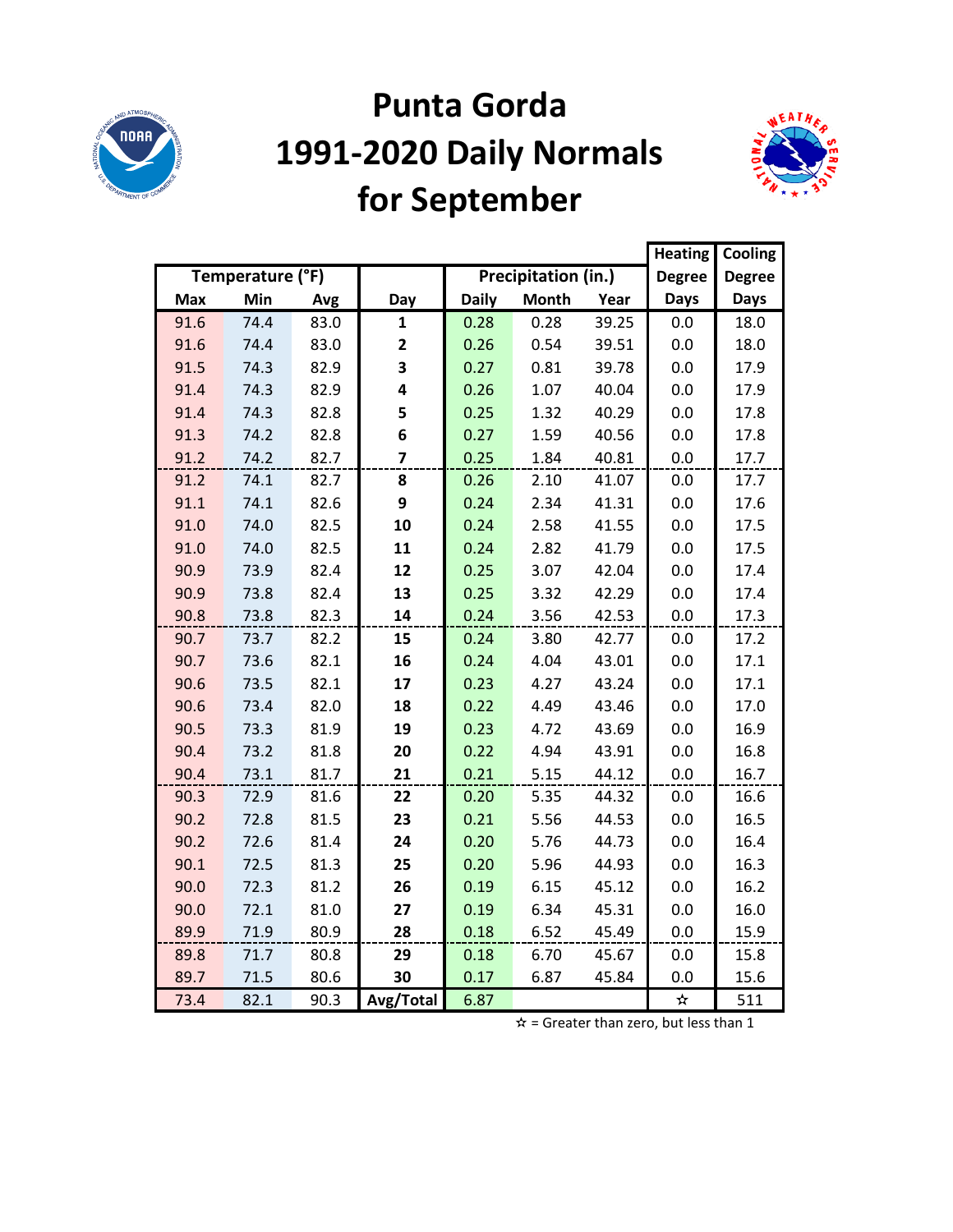# Punta Gorda 1991-2020 Daily Normals for September

| Temperature (°F) | | | | Precipitation (in.) | | | Heating Degree Days | Cooling Degree Days |
|---|---|---|---|---|---|---|---|---|
| Max | Min | Avg | Day | Daily | Month | Year | | |
| 91.6 | 74.4 | 83.0 | 1 | 0.28 | 0.28 | 39.25 | 0.0 | 18.0 |
| 91.6 | 74.4 | 83.0 | 2 | 0.26 | 0.54 | 39.51 | 0.0 | 18.0 |
| 91.5 | 74.3 | 82.9 | 3 | 0.27 | 0.81 | 39.78 | 0.0 | 17.9 |
| 91.4 | 74.3 | 82.9 | 4 | 0.26 | 1.07 | 40.04 | 0.0 | 17.9 |
| 91.4 | 74.3 | 82.8 | 5 | 0.25 | 1.32 | 40.29 | 0.0 | 17.8 |
| 91.3 | 74.2 | 82.8 | 6 | 0.27 | 1.59 | 40.56 | 0.0 | 17.8 |
| 91.2 | 74.2 | 82.7 | 7 | 0.25 | 1.84 | 40.81 | 0.0 | 17.7 |
| 91.2 | 74.1 | 82.7 | 8 | 0.26 | 2.10 | 41.07 | 0.0 | 17.7 |
| 91.1 | 74.1 | 82.6 | 9 | 0.24 | 2.34 | 41.31 | 0.0 | 17.6 |
| 91.0 | 74.0 | 82.5 | 10 | 0.24 | 2.58 | 41.55 | 0.0 | 17.5 |
| 91.0 | 74.0 | 82.5 | 11 | 0.24 | 2.82 | 41.79 | 0.0 | 17.5 |
| 90.9 | 73.9 | 82.4 | 12 | 0.25 | 3.07 | 42.04 | 0.0 | 17.4 |
| 90.9 | 73.8 | 82.4 | 13 | 0.25 | 3.32 | 42.29 | 0.0 | 17.4 |
| 90.8 | 73.8 | 82.3 | 14 | 0.24 | 3.56 | 42.53 | 0.0 | 17.3 |
| 90.7 | 73.7 | 82.2 | 15 | 0.24 | 3.80 | 42.77 | 0.0 | 17.2 |
| 90.7 | 73.6 | 82.1 | 16 | 0.24 | 4.04 | 43.01 | 0.0 | 17.1 |
| 90.6 | 73.5 | 82.1 | 17 | 0.23 | 4.27 | 43.24 | 0.0 | 17.1 |
| 90.6 | 73.4 | 82.0 | 18 | 0.22 | 4.49 | 43.46 | 0.0 | 17.0 |
| 90.5 | 73.3 | 81.9 | 19 | 0.23 | 4.72 | 43.69 | 0.0 | 16.9 |
| 90.4 | 73.2 | 81.8 | 20 | 0.22 | 4.94 | 43.91 | 0.0 | 16.8 |
| 90.4 | 73.1 | 81.7 | 21 | 0.21 | 5.15 | 44.12 | 0.0 | 16.7 |
| 90.3 | 72.9 | 81.6 | 22 | 0.20 | 5.35 | 44.32 | 0.0 | 16.6 |
| 90.2 | 72.8 | 81.5 | 23 | 0.21 | 5.56 | 44.53 | 0.0 | 16.5 |
| 90.2 | 72.6 | 81.4 | 24 | 0.20 | 5.76 | 44.73 | 0.0 | 16.4 |
| 90.1 | 72.5 | 81.3 | 25 | 0.20 | 5.96 | 44.93 | 0.0 | 16.3 |
| 90.0 | 72.3 | 81.2 | 26 | 0.19 | 6.15 | 45.12 | 0.0 | 16.2 |
| 90.0 | 72.1 | 81.0 | 27 | 0.19 | 6.34 | 45.31 | 0.0 | 16.0 |
| 89.9 | 71.9 | 80.9 | 28 | 0.18 | 6.52 | 45.49 | 0.0 | 15.9 |
| 89.8 | 71.7 | 80.8 | 29 | 0.18 | 6.70 | 45.67 | 0.0 | 15.8 |
| 89.7 | 71.5 | 80.6 | 30 | 0.17 | 6.87 | 45.84 | 0.0 | 15.6 |
| 73.4 | 82.1 | 90.3 | Avg/Total | 6.87 | | | ☆ | 511 |

☆ = Greater than zero, but less than 1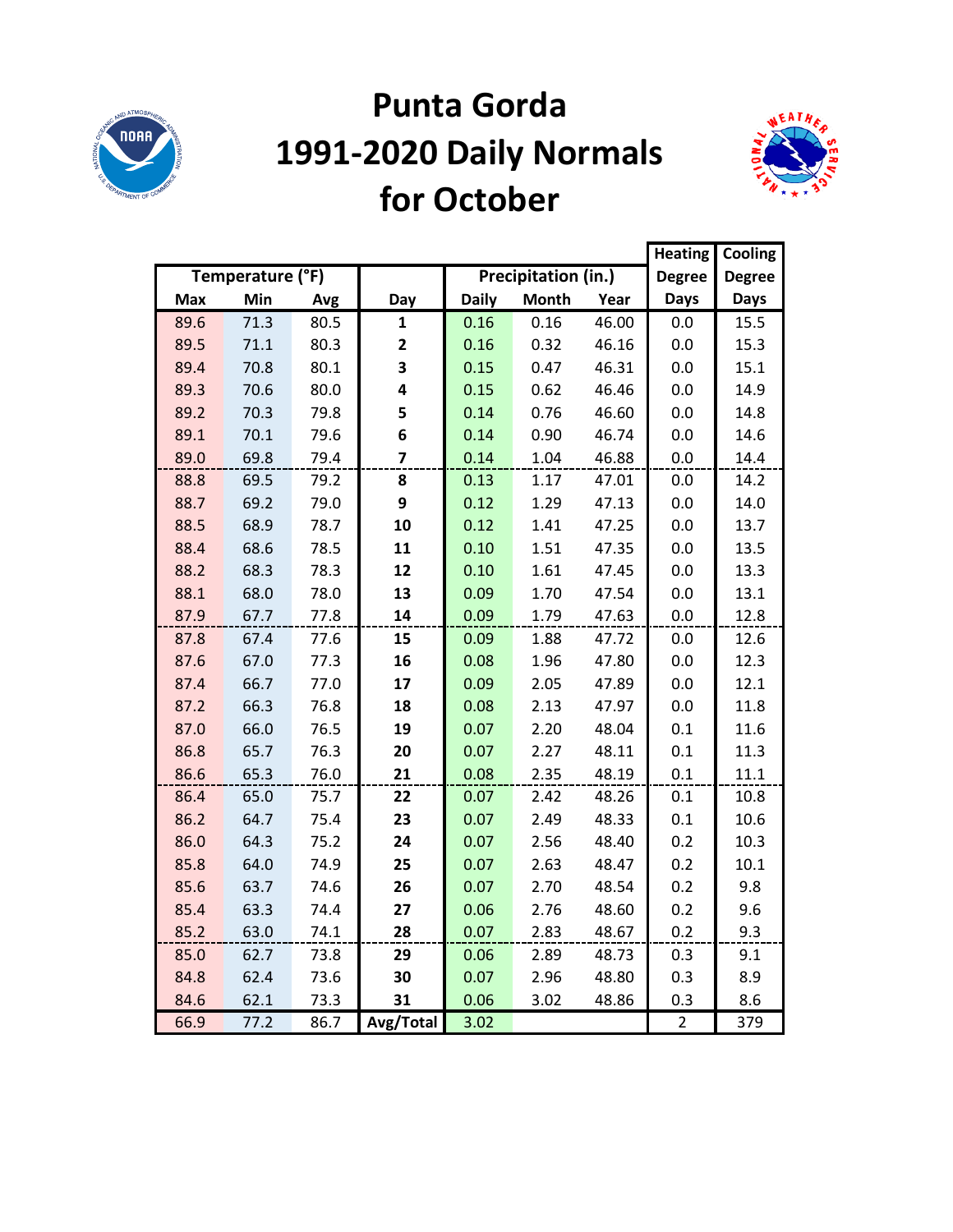# Punta Gorda 1991-2020 Daily Normals for October

| Temperature (°F) | | | | Precipitation (in.) | | | Heating Degree Days | Cooling Degree Days |
|---|---|---|---|---|---|---|---|---|
| Max | Min | Avg | Day | Daily | Month | Year | | |
| 89.6 | 71.3 | 80.5 | **1** | 0.16 | 0.16 | 46.00 | 0.0 | 15.5 |
| 89.5 | 71.1 | 80.3 | **2** | 0.16 | 0.32 | 46.16 | 0.0 | 15.3 |
| 89.4 | 70.8 | 80.1 | **3** | 0.15 | 0.47 | 46.31 | 0.0 | 15.1 |
| 89.3 | 70.6 | 80.0 | **4** | 0.15 | 0.62 | 46.46 | 0.0 | 14.9 |
| 89.2 | 70.3 | 79.8 | **5** | 0.14 | 0.76 | 46.60 | 0.0 | 14.8 |
| 89.1 | 70.1 | 79.6 | **6** | 0.14 | 0.90 | 46.74 | 0.0 | 14.6 |
| 89.0 | 69.8 | 79.4 | **7** | 0.14 | 1.04 | 46.88 | 0.0 | 14.4 |
| 88.8 | 69.5 | 79.2 | **8** | 0.13 | 1.17 | 47.01 | 0.0 | 14.2 |
| 88.7 | 69.2 | 79.0 | **9** | 0.12 | 1.29 | 47.13 | 0.0 | 14.0 |
| 88.5 | 68.9 | 78.7 | **10** | 0.12 | 1.41 | 47.25 | 0.0 | 13.7 |
| 88.4 | 68.6 | 78.5 | **11** | 0.10 | 1.51 | 47.35 | 0.0 | 13.5 |
| 88.2 | 68.3 | 78.3 | **12** | 0.10 | 1.61 | 47.45 | 0.0 | 13.3 |
| 88.1 | 68.0 | 78.0 | **13** | 0.09 | 1.70 | 47.54 | 0.0 | 13.1 |
| 87.9 | 67.7 | 77.8 | **14** | 0.09 | 1.79 | 47.63 | 0.0 | 12.8 |
| 87.8 | 67.4 | 77.6 | **15** | 0.09 | 1.88 | 47.72 | 0.0 | 12.6 |
| 87.6 | 67.0 | 77.3 | **16** | 0.08 | 1.96 | 47.80 | 0.0 | 12.3 |
| 87.4 | 66.7 | 77.0 | **17** | 0.09 | 2.05 | 47.89 | 0.0 | 12.1 |
| 87.2 | 66.3 | 76.8 | **18** | 0.08 | 2.13 | 47.97 | 0.0 | 11.8 |
| 87.0 | 66.0 | 76.5 | **19** | 0.07 | 2.20 | 48.04 | 0.1 | 11.6 |
| 86.8 | 65.7 | 76.3 | **20** | 0.07 | 2.27 | 48.11 | 0.1 | 11.3 |
| 86.6 | 65.3 | 76.0 | **21** | 0.08 | 2.35 | 48.19 | 0.1 | 11.1 |
| 86.4 | 65.0 | 75.7 | **22** | 0.07 | 2.42 | 48.26 | 0.1 | 10.8 |
| 86.2 | 64.7 | 75.4 | **23** | 0.07 | 2.49 | 48.33 | 0.1 | 10.6 |
| 86.0 | 64.3 | 75.2 | **24** | 0.07 | 2.56 | 48.40 | 0.2 | 10.3 |
| 85.8 | 64.0 | 74.9 | **25** | 0.07 | 2.63 | 48.47 | 0.2 | 10.1 |
| 85.6 | 63.7 | 74.6 | **26** | 0.07 | 2.70 | 48.54 | 0.2 | 9.8 |
| 85.4 | 63.3 | 74.4 | **27** | 0.06 | 2.76 | 48.60 | 0.2 | 9.6 |
| 85.2 | 63.0 | 74.1 | **28** | 0.07 | 2.83 | 48.67 | 0.2 | 9.3 |
| 85.0 | 62.7 | 73.8 | **29** | 0.06 | 2.89 | 48.73 | 0.3 | 9.1 |
| 84.8 | 62.4 | 73.6 | **30** | 0.07 | 2.96 | 48.80 | 0.3 | 8.9 |
| 84.6 | 62.1 | 73.3 | **31** | 0.06 | 3.02 | 48.86 | 0.3 | 8.6 |
| 66.9 | 77.2 | 86.7 | **Avg/Total** | 3.02 | | | 2 | 379 |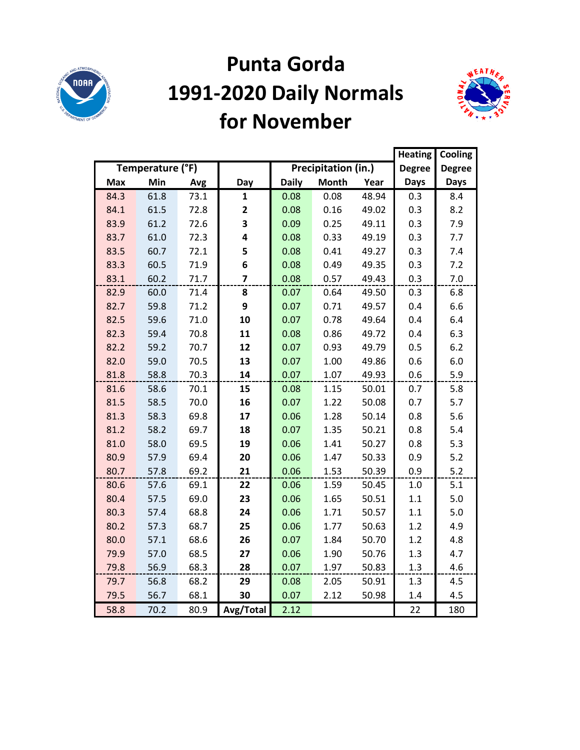# Punta Gorda
# 1991-2020 Daily Normals
# for November

| Temperature (°F) | | | Day | Precipitation (in.) | | | Heating Degree Days | Cooling Degree Days |
|---|---|---|---|---|---|---|---|---|
| Max | Min | Avg | | Daily | Month | Year | | |
| 84.3 | 61.8 | 73.1 | **1** | 0.08 | 0.08 | 48.94 | 0.3 | 8.4 |
| 84.1 | 61.5 | 72.8 | **2** | 0.08 | 0.16 | 49.02 | 0.3 | 8.2 |
| 83.9 | 61.2 | 72.6 | **3** | 0.09 | 0.25 | 49.11 | 0.3 | 7.9 |
| 83.7 | 61.0 | 72.3 | **4** | 0.08 | 0.33 | 49.19 | 0.3 | 7.7 |
| 83.5 | 60.7 | 72.1 | **5** | 0.08 | 0.41 | 49.27 | 0.3 | 7.4 |
| 83.3 | 60.5 | 71.9 | **6** | 0.08 | 0.49 | 49.35 | 0.3 | 7.2 |
| 83.1 | 60.2 | 71.7 | **7** | 0.08 | 0.57 | 49.43 | 0.3 | 7.0 |
| 82.9 | 60.0 | 71.4 | **8** | 0.07 | 0.64 | 49.50 | 0.3 | 6.8 |
| 82.7 | 59.8 | 71.2 | **9** | 0.07 | 0.71 | 49.57 | 0.4 | 6.6 |
| 82.5 | 59.6 | 71.0 | **10** | 0.07 | 0.78 | 49.64 | 0.4 | 6.4 |
| 82.3 | 59.4 | 70.8 | **11** | 0.08 | 0.86 | 49.72 | 0.4 | 6.3 |
| 82.2 | 59.2 | 70.7 | **12** | 0.07 | 0.93 | 49.79 | 0.5 | 6.2 |
| 82.0 | 59.0 | 70.5 | **13** | 0.07 | 1.00 | 49.86 | 0.6 | 6.0 |
| 81.8 | 58.8 | 70.3 | **14** | 0.07 | 1.07 | 49.93 | 0.6 | 5.9 |
| 81.6 | 58.6 | 70.1 | **15** | 0.08 | 1.15 | 50.01 | 0.7 | 5.8 |
| 81.5 | 58.5 | 70.0 | **16** | 0.07 | 1.22 | 50.08 | 0.7 | 5.7 |
| 81.3 | 58.3 | 69.8 | **17** | 0.06 | 1.28 | 50.14 | 0.8 | 5.6 |
| 81.2 | 58.2 | 69.7 | **18** | 0.07 | 1.35 | 50.21 | 0.8 | 5.4 |
| 81.0 | 58.0 | 69.5 | **19** | 0.06 | 1.41 | 50.27 | 0.8 | 5.3 |
| 80.9 | 57.9 | 69.4 | **20** | 0.06 | 1.47 | 50.33 | 0.9 | 5.2 |
| 80.7 | 57.8 | 69.2 | **21** | 0.06 | 1.53 | 50.39 | 0.9 | 5.2 |
| 80.6 | 57.6 | 69.1 | **22** | 0.06 | 1.59 | 50.45 | 1.0 | 5.1 |
| 80.4 | 57.5 | 69.0 | **23** | 0.06 | 1.65 | 50.51 | 1.1 | 5.0 |
| 80.3 | 57.4 | 68.8 | **24** | 0.06 | 1.71 | 50.57 | 1.1 | 5.0 |
| 80.2 | 57.3 | 68.7 | **25** | 0.06 | 1.77 | 50.63 | 1.2 | 4.9 |
| 80.0 | 57.1 | 68.6 | **26** | 0.07 | 1.84 | 50.70 | 1.2 | 4.8 |
| 79.9 | 57.0 | 68.5 | **27** | 0.06 | 1.90 | 50.76 | 1.3 | 4.7 |
| 79.8 | 56.9 | 68.3 | **28** | 0.07 | 1.97 | 50.83 | 1.3 | 4.6 |
| 79.7 | 56.8 | 68.2 | **29** | 0.08 | 2.05 | 50.91 | 1.3 | 4.5 |
| 79.5 | 56.7 | 68.1 | **30** | 0.07 | 2.12 | 50.98 | 1.4 | 4.5 |
| 58.8 | 70.2 | 80.9 | **Avg/Total** | 2.12 | | | 22 | 180 |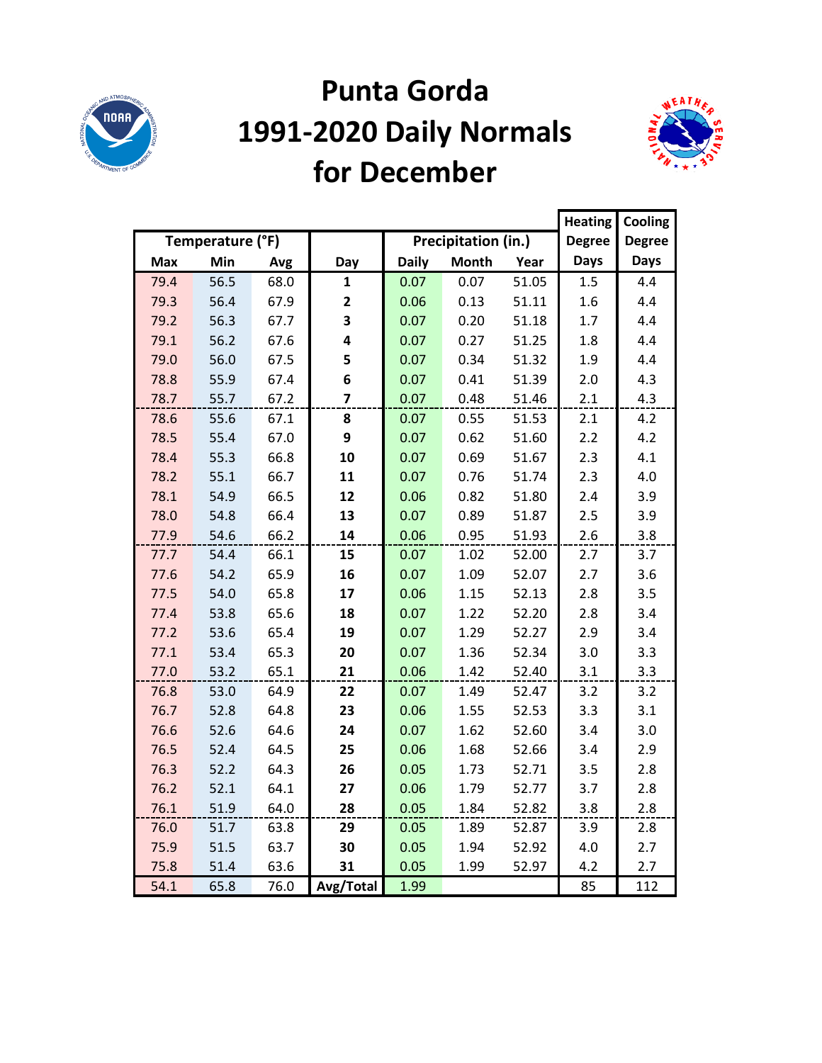# Punta Gorda 1991-2020 Daily Normals for December

| Temperature (°F) | | | | Precipitation (in.) | | | Heating Degree Days | Cooling Degree Days |
|---|---|---|---|---|---|---|---|---|
| Max | Min | Avg | Day | Daily | Month | Year | | |
| 79.4 | 56.5 | 68.0 | **1** | 0.07 | 0.07 | 51.05 | 1.5 | 4.4 |
| 79.3 | 56.4 | 67.9 | **2** | 0.06 | 0.13 | 51.11 | 1.6 | 4.4 |
| 79.2 | 56.3 | 67.7 | **3** | 0.07 | 0.20 | 51.18 | 1.7 | 4.4 |
| 79.1 | 56.2 | 67.6 | **4** | 0.07 | 0.27 | 51.25 | 1.8 | 4.4 |
| 79.0 | 56.0 | 67.5 | **5** | 0.07 | 0.34 | 51.32 | 1.9 | 4.4 |
| 78.8 | 55.9 | 67.4 | **6** | 0.07 | 0.41 | 51.39 | 2.0 | 4.3 |
| 78.7 | 55.7 | 67.2 | **7** | 0.07 | 0.48 | 51.46 | 2.1 | 4.3 |
| 78.6 | 55.6 | 67.1 | **8** | 0.07 | 0.55 | 51.53 | 2.1 | 4.2 |
| 78.5 | 55.4 | 67.0 | **9** | 0.07 | 0.62 | 51.60 | 2.2 | 4.2 |
| 78.4 | 55.3 | 66.8 | **10** | 0.07 | 0.69 | 51.67 | 2.3 | 4.1 |
| 78.2 | 55.1 | 66.7 | **11** | 0.07 | 0.76 | 51.74 | 2.3 | 4.0 |
| 78.1 | 54.9 | 66.5 | **12** | 0.06 | 0.82 | 51.80 | 2.4 | 3.9 |
| 78.0 | 54.8 | 66.4 | **13** | 0.07 | 0.89 | 51.87 | 2.5 | 3.9 |
| 77.9 | 54.6 | 66.2 | **14** | 0.06 | 0.95 | 51.93 | 2.6 | 3.8 |
| 77.7 | 54.4 | 66.1 | **15** | 0.07 | 1.02 | 52.00 | 2.7 | 3.7 |
| 77.6 | 54.2 | 65.9 | **16** | 0.07 | 1.09 | 52.07 | 2.7 | 3.6 |
| 77.5 | 54.0 | 65.8 | **17** | 0.06 | 1.15 | 52.13 | 2.8 | 3.5 |
| 77.4 | 53.8 | 65.6 | **18** | 0.07 | 1.22 | 52.20 | 2.8 | 3.4 |
| 77.2 | 53.6 | 65.4 | **19** | 0.07 | 1.29 | 52.27 | 2.9 | 3.4 |
| 77.1 | 53.4 | 65.3 | **20** | 0.07 | 1.36 | 52.34 | 3.0 | 3.3 |
| 77.0 | 53.2 | 65.1 | **21** | 0.06 | 1.42 | 52.40 | 3.1 | 3.3 |
| 76.8 | 53.0 | 64.9 | **22** | 0.07 | 1.49 | 52.47 | 3.2 | 3.2 |
| 76.7 | 52.8 | 64.8 | **23** | 0.06 | 1.55 | 52.53 | 3.3 | 3.1 |
| 76.6 | 52.6 | 64.6 | **24** | 0.07 | 1.62 | 52.60 | 3.4 | 3.0 |
| 76.5 | 52.4 | 64.5 | **25** | 0.06 | 1.68 | 52.66 | 3.4 | 2.9 |
| 76.3 | 52.2 | 64.3 | **26** | 0.05 | 1.73 | 52.71 | 3.5 | 2.8 |
| 76.2 | 52.1 | 64.1 | **27** | 0.06 | 1.79 | 52.77 | 3.7 | 2.8 |
| 76.1 | 51.9 | 64.0 | **28** | 0.05 | 1.84 | 52.82 | 3.8 | 2.8 |
| 76.0 | 51.7 | 63.8 | **29** | 0.05 | 1.89 | 52.87 | 3.9 | 2.8 |
| 75.9 | 51.5 | 63.7 | **30** | 0.05 | 1.94 | 52.92 | 4.0 | 2.7 |
| 75.8 | 51.4 | 63.6 | **31** | 0.05 | 1.99 | 52.97 | 4.2 | 2.7 |
| 54.1 | 65.8 | 76.0 | **Avg/Total** | 1.99 | | | 85 | 112 |